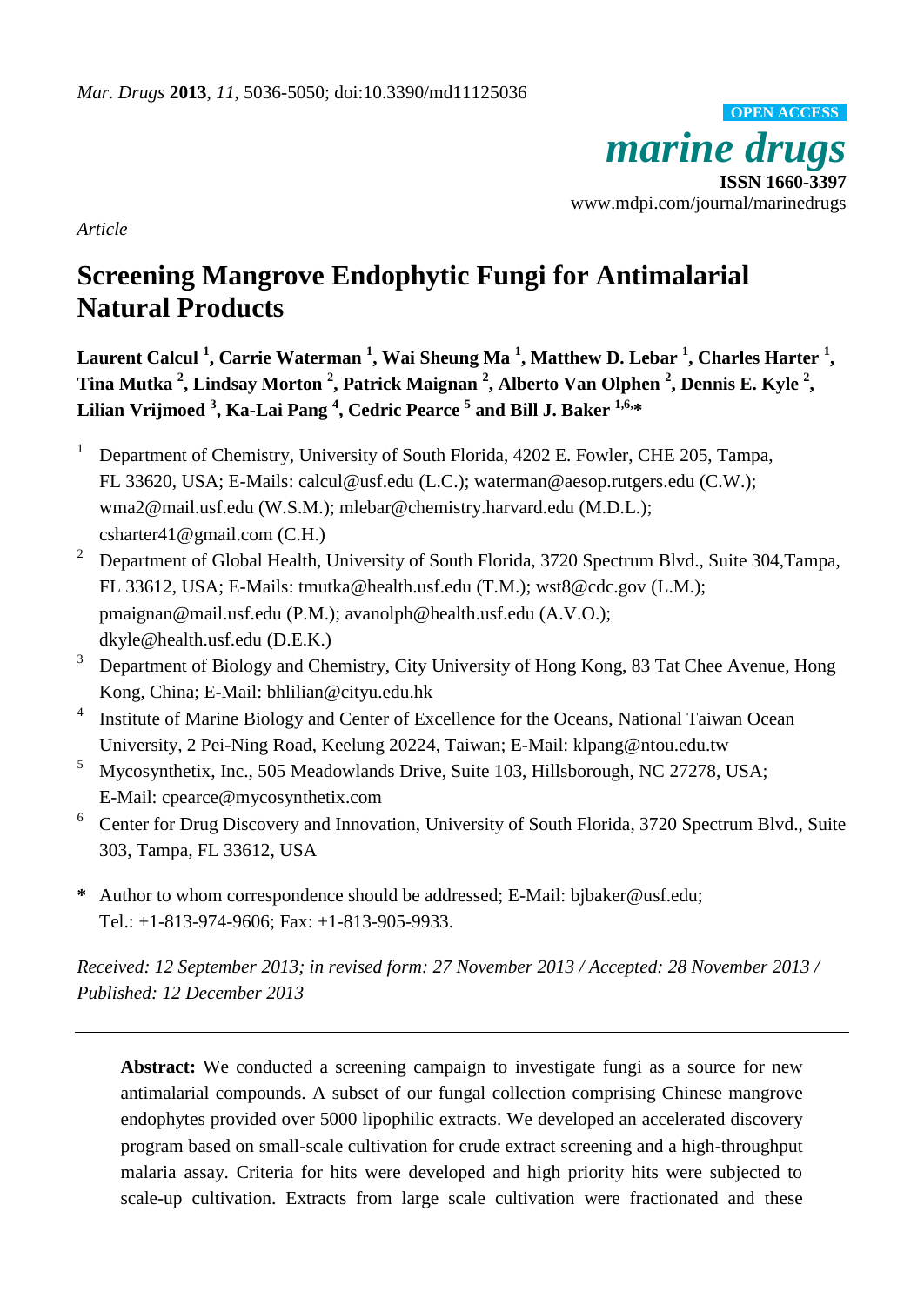*Mar. Drugs* **2013**, *11*, 5036-5050; doi:10.3390/md11125036

OPEN ACCESS

*marine drugs*

**ISSN 1660-3397**

www.mdpi.com/journal/marinedrugs

*Article*

# Screening Mangrove Endophytic Fungi for Antimalarial Natural Products

**Laurent Calcul [1], Carrie Waterman [1], Wai Sheung Ma [1], Matthew D. Lebar [1], Charles Harter [1], Tina Mutka [2], Lindsay Morton [2], Patrick Maignan [2], Alberto Van Olphen [2], Dennis E. Kyle [2], Lilian Vrijmoed [3], Ka-Lai Pang [4], Cedric Pearce [5] and Bill J. Baker [1,6,*]**

[1] Department of Chemistry, University of South Florida, 4202 E. Fowler, CHE 205, Tampa, FL 33620, USA; E-Mails: calcul@usf.edu (L.C.); waterman@aesop.rutgers.edu (C.W.); wma2@mail.usf.edu (W.S.M.); mlebar@chemistry.harvard.edu (M.D.L.); csharter41@gmail.com (C.H.)

[2] Department of Global Health, University of South Florida, 3720 Spectrum Blvd., Suite 304,Tampa, FL 33612, USA; E-Mails: tmutka@health.usf.edu (T.M.); wst8@cdc.gov (L.M.); pmaignan@mail.usf.edu (P.M.); avanolph@health.usf.edu (A.V.O.); dkyle@health.usf.edu (D.E.K.)

[3] Department of Biology and Chemistry, City University of Hong Kong, 83 Tat Chee Avenue, Hong Kong, China; E-Mail: bhlilian@cityu.edu.hk

[4] Institute of Marine Biology and Center of Excellence for the Oceans, National Taiwan Ocean University, 2 Pei-Ning Road, Keelung 20224, Taiwan; E-Mail: klpang@ntou.edu.tw

[5] Mycosynthetix, Inc., 505 Meadowlands Drive, Suite 103, Hillsborough, NC 27278, USA; E-Mail: cpearce@mycosynthetix.com

[6] Center for Drug Discovery and Innovation, University of South Florida, 3720 Spectrum Blvd., Suite 303, Tampa, FL 33612, USA

\* Author to whom correspondence should be addressed; E-Mail: bjbaker@usf.edu; Tel.: +1-813-974-9606; Fax: +1-813-905-9933.

*Received: 12 September 2013; in revised form: 27 November 2013 / Accepted: 28 November 2013 / Published: 12 December 2013*

---

**Abstract:** We conducted a screening campaign to investigate fungi as a source for new antimalarial compounds. A subset of our fungal collection comprising Chinese mangrove endophytes provided over 5000 lipophilic extracts. We developed an accelerated discovery program based on small-scale cultivation for crude extract screening and a high-throughput malaria assay. Criteria for hits were developed and high priority hits were subjected to scale-up cultivation. Extracts from large scale cultivation were fractionated and these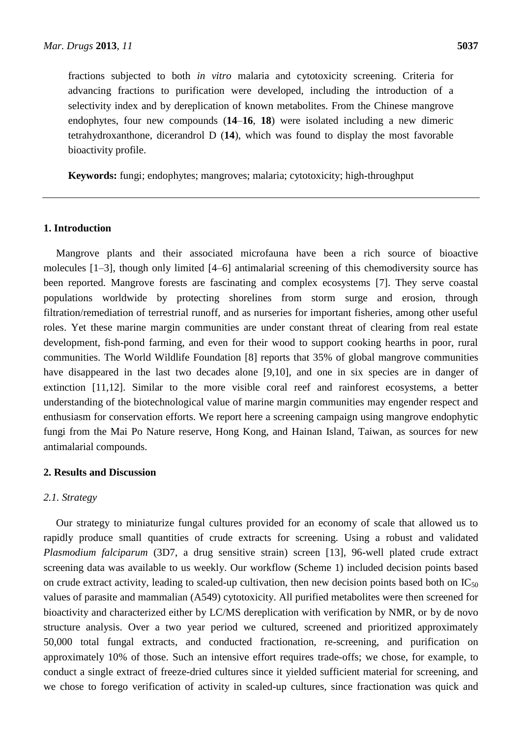fractions subjected to both *in vitro* malaria and cytotoxicity screening. Criteria for advancing fractions to purification were developed, including the introduction of a selectivity index and by dereplication of known metabolites. From the Chinese mangrove endophytes, four new compounds (**14**–**16**, **18**) were isolated including a new dimeric tetrahydroxanthone, dicerandrol D (**14**), which was found to display the most favorable bioactivity profile.

**Keywords:** fungi; endophytes; mangroves; malaria; cytotoxicity; high-throughput

## 1. Introduction

Mangrove plants and their associated microfauna have been a rich source of bioactive molecules [1–3], though only limited [4–6] antimalarial screening of this chemodiversity source has been reported. Mangrove forests are fascinating and complex ecosystems [7]. They serve coastal populations worldwide by protecting shorelines from storm surge and erosion, through filtration/remediation of terrestrial runoff, and as nurseries for important fisheries, among other useful roles. Yet these marine margin communities are under constant threat of clearing from real estate development, fish-pond farming, and even for their wood to support cooking hearths in poor, rural communities. The World Wildlife Foundation [8] reports that 35% of global mangrove communities have disappeared in the last two decades alone [9,10], and one in six species are in danger of extinction [11,12]. Similar to the more visible coral reef and rainforest ecosystems, a better understanding of the biotechnological value of marine margin communities may engender respect and enthusiasm for conservation efforts. We report here a screening campaign using mangrove endophytic fungi from the Mai Po Nature reserve, Hong Kong, and Hainan Island, Taiwan, as sources for new antimalarial compounds.

## 2. Results and Discussion

### *2.1. Strategy*

Our strategy to miniaturize fungal cultures provided for an economy of scale that allowed us to rapidly produce small quantities of crude extracts for screening. Using a robust and validated *Plasmodium falciparum* (3D7, a drug sensitive strain) screen [13], 96-well plated crude extract screening data was available to us weekly. Our workflow (Scheme 1) included decision points based on crude extract activity, leading to scaled-up cultivation, then new decision points based both on $IC_{50}$ values of parasite and mammalian (A549) cytotoxicity. All purified metabolites were then screened for bioactivity and characterized either by LC/MS dereplication with verification by NMR, or by de novo structure analysis. Over a two year period we cultured, screened and prioritized approximately 50,000 total fungal extracts, and conducted fractionation, re-screening, and purification on approximately 10% of those. Such an intensive effort requires trade-offs; we chose, for example, to conduct a single extract of freeze-dried cultures since it yielded sufficient material for screening, and we chose to forego verification of activity in scaled-up cultures, since fractionation was quick and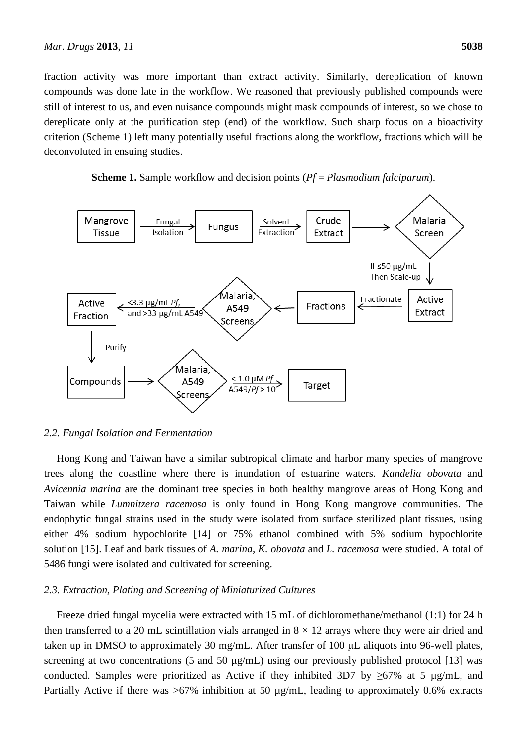fraction activity was more important than extract activity. Similarly, dereplication of known compounds was done late in the workflow. We reasoned that previously published compounds were still of interest to us, and even nuisance compounds might mask compounds of interest, so we chose to dereplicate only at the purification step (end) of the workflow. Such sharp focus on a bioactivity criterion (Scheme 1) left many potentially useful fractions along the workflow, fractions which will be deconvoluted in ensuing studies.

**Scheme 1.** Sample workflow and decision points (*Pf* = *Plasmodium falciparum*).

Mangrove Tissue → (Fungal Isolation) → Fungus → (Solvent Extraction) → Crude Extract → Malaria Screen → (If ≤50 μg/mL Then Scale-up) → Active Extract → (Fractionate) → Fractions → Malaria, A549 Screens → (<3.3 μg/mL *Pf*, and >33 μg/mL A549) → Active Fraction → (Purify) → Compounds → Malaria, A549 Screens → (< 1.0 μM *Pf* A549/*Pf* > 10) → Target

## 2.2. Fungal Isolation and Fermentation

Hong Kong and Taiwan have a similar subtropical climate and harbor many species of mangrove trees along the coastline where there is inundation of estuarine waters. *Kandelia obovata* and *Avicennia marina* are the dominant tree species in both healthy mangrove areas of Hong Kong and Taiwan while *Lumnitzera racemosa* is only found in Hong Kong mangrove communities. The endophytic fungal strains used in the study were isolated from surface sterilized plant tissues, using either 4% sodium hypochlorite [14] or 75% ethanol combined with 5% sodium hypochlorite solution [15]. Leaf and bark tissues of *A. marina*, *K. obovata* and *L. racemosa* were studied. A total of 5486 fungi were isolated and cultivated for screening.

## 2.3. Extraction, Plating and Screening of Miniaturized Cultures

Freeze dried fungal mycelia were extracted with 15 mL of dichloromethane/methanol (1:1) for 24 h then transferred to a 20 mL scintillation vials arranged in $8 \times 12$ arrays where they were air dried and taken up in DMSO to approximately 30 mg/mL. After transfer of 100 μL aliquots into 96-well plates, screening at two concentrations (5 and 50 μg/mL) using our previously published protocol [13] was conducted. Samples were prioritized as Active if they inhibited 3D7 by ≥67% at 5 μg/mL, and Partially Active if there was >67% inhibition at 50 μg/mL, leading to approximately 0.6% extracts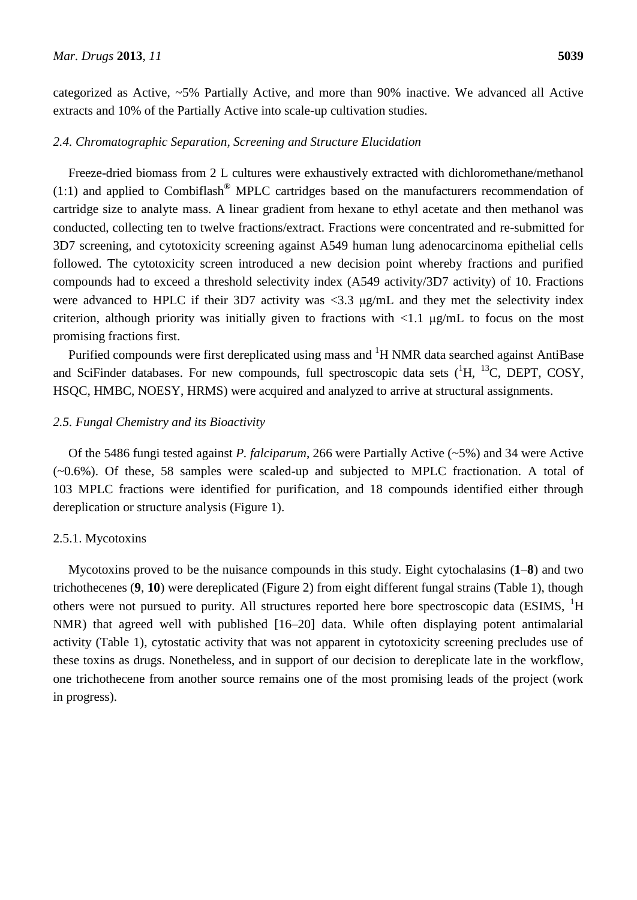categorized as Active, ~5% Partially Active, and more than 90% inactive. We advanced all Active extracts and 10% of the Partially Active into scale-up cultivation studies.

### *2.4. Chromatographic Separation, Screening and Structure Elucidation*

Freeze-dried biomass from 2 L cultures were exhaustively extracted with dichloromethane/methanol (1:1) and applied to Combiflash® MPLC cartridges based on the manufacturers recommendation of cartridge size to analyte mass. A linear gradient from hexane to ethyl acetate and then methanol was conducted, collecting ten to twelve fractions/extract. Fractions were concentrated and re-submitted for 3D7 screening, and cytotoxicity screening against A549 human lung adenocarcinoma epithelial cells followed. The cytotoxicity screen introduced a new decision point whereby fractions and purified compounds had to exceed a threshold selectivity index (A549 activity/3D7 activity) of 10. Fractions were advanced to HPLC if their 3D7 activity was <3.3 μg/mL and they met the selectivity index criterion, although priority was initially given to fractions with <1.1 μg/mL to focus on the most promising fractions first.

Purified compounds were first dereplicated using mass and $^{1}$H NMR data searched against AntiBase and SciFinder databases. For new compounds, full spectroscopic data sets ($^{1}$H, $^{13}$C, DEPT, COSY, HSQC, HMBC, NOESY, HRMS) were acquired and analyzed to arrive at structural assignments.

### *2.5. Fungal Chemistry and its Bioactivity*

Of the 5486 fungi tested against *P. falciparum*, 266 were Partially Active (~5%) and 34 were Active (~0.6%). Of these, 58 samples were scaled-up and subjected to MPLC fractionation. A total of 103 MPLC fractions were identified for purification, and 18 compounds identified either through dereplication or structure analysis (Figure 1).

#### 2.5.1. Mycotoxins

Mycotoxins proved to be the nuisance compounds in this study. Eight cytochalasins (**1**–**8**) and two trichothecenes (**9**, **10**) were dereplicated (Figure 2) from eight different fungal strains (Table 1), though others were not pursued to purity. All structures reported here bore spectroscopic data (ESIMS, $^{1}$H NMR) that agreed well with published [16–20] data. While often displaying potent antimalarial activity (Table 1), cytostatic activity that was not apparent in cytotoxicity screening precludes use of these toxins as drugs. Nonetheless, and in support of our decision to dereplicate late in the workflow, one trichothecene from another source remains one of the most promising leads of the project (work in progress).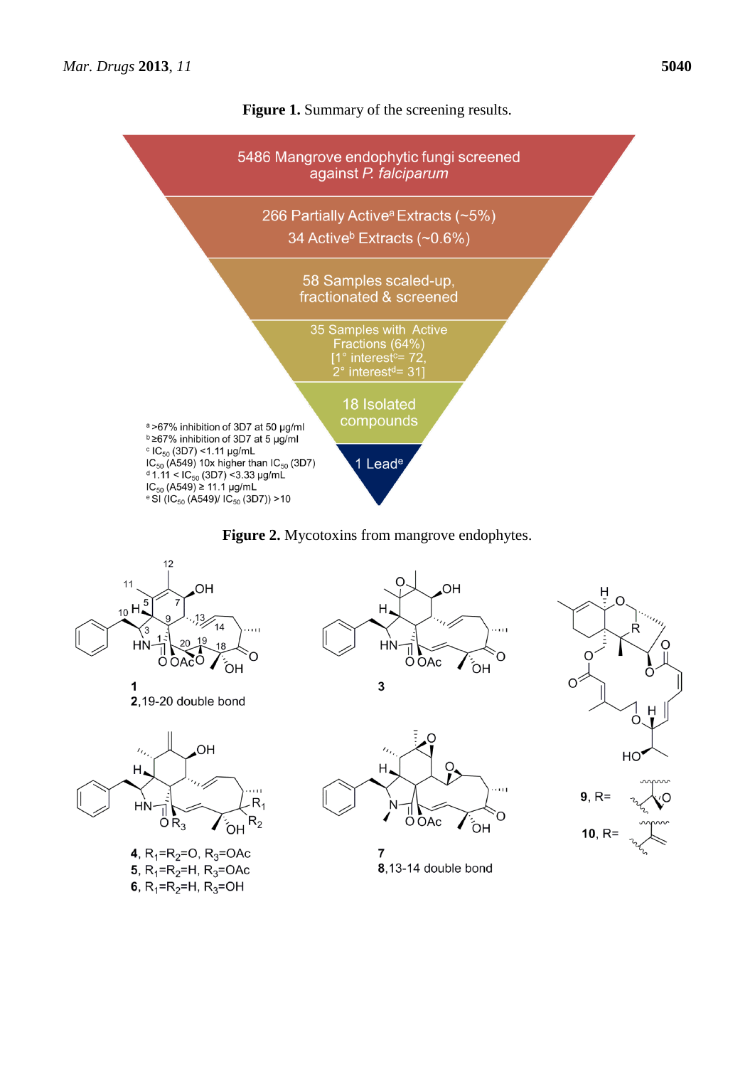**Figure 1.** Summary of the screening results.

5486 Mangrove endophytic fungi screened against *P. falciparum*

266 Partially Active[a] Extracts (~5%)
34 Active[b] Extracts (~0.6%)

58 Samples scaled-up, fractionated & screened

35 Samples with Active Fractions (64%)
[1° interest[c] = 72, 2° interest[d] = 31]

18 Isolated compounds

1 Lead[e]

[a] >67% inhibition of 3D7 at 50 µg/ml
[b] ≥67% inhibition of 3D7 at 5 µg/ml
[c] $IC_{50}$ (3D7) <1.11 µg/mL
$IC_{50}$ (A549) 10x higher than $IC_{50}$ (3D7)
[d] 1.11 < $IC_{50}$ (3D7) <3.33 µg/mL
$IC_{50}$ (A549) ≥ 11.1 µg/mL
[e] SI ($IC_{50}$ (A549)/ $IC_{50}$ (3D7)) >10

**Figure 2.** Mycotoxins from mangrove endophytes.

**1**
**2**, 19-20 double bond

**3**

**4**, $R_1$=$R_2$=O, $R_3$=OAc
**5**, $R_1$=$R_2$=H, $R_3$=OAc
**6**, $R_1$=$R_2$=H, $R_3$=OH

**7**
**8**, 13-14 double bond

**9**, R=
**10**, R=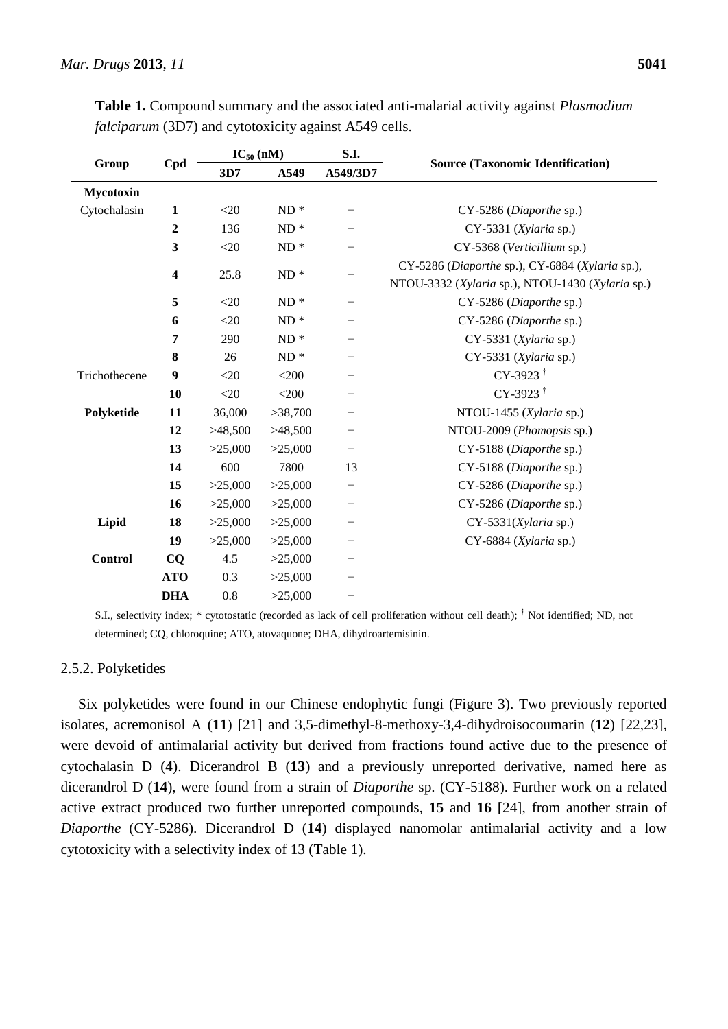**Table 1.** Compound summary and the associated anti-malarial activity against *Plasmodium falciparum* (3D7) and cytotoxicity against A549 cells.

| Group | Cpd | $IC_{50}$ (nM) | | S.I. | Source (Taxonomic Identification) |
|---|---|---|---|---|---|
| | | 3D7 | A549 | A549/3D7 | |
| **Mycotoxin** | | | | | |
| Cytochalasin | **1** | <20 | ND * | − | CY-5286 (*Diaporthe* sp.) |
| | **2** | 136 | ND * | − | CY-5331 (*Xylaria* sp.) |
| | **3** | <20 | ND * | − | CY-5368 (*Verticillium* sp.) |
| | **4** | 25.8 | ND * | − | CY-5286 (*Diaporthe* sp.), CY-6884 (*Xylaria* sp.), NTOU-3332 (*Xylaria* sp.), NTOU-1430 (*Xylaria* sp.) |
| | **5** | <20 | ND * | − | CY-5286 (*Diaporthe* sp.) |
| | **6** | <20 | ND * | − | CY-5286 (*Diaporthe* sp.) |
| | **7** | 290 | ND * | − | CY-5331 (*Xylaria* sp.) |
| | **8** | 26 | ND * | − | CY-5331 (*Xylaria* sp.) |
| Trichothecene | **9** | <20 | <200 | − | CY-3923 [†] |
| | **10** | <20 | <200 | − | CY-3923 [†] |
| **Polyketide** | **11** | 36,000 | >38,700 | − | NTOU-1455 (*Xylaria* sp.) |
| | **12** | >48,500 | >48,500 | − | NTOU-2009 (*Phomopsis* sp.) |
| | **13** | >25,000 | >25,000 | − | CY-5188 (*Diaporthe* sp.) |
| | **14** | 600 | 7800 | 13 | CY-5188 (*Diaporthe* sp.) |
| | **15** | >25,000 | >25,000 | − | CY-5286 (*Diaporthe* sp.) |
| | **16** | >25,000 | >25,000 | − | CY-5286 (*Diaporthe* sp.) |
| **Lipid** | **18** | >25,000 | >25,000 | − | CY-5331(*Xylaria* sp.) |
| | **19** | >25,000 | >25,000 | − | CY-6884 (*Xylaria* sp.) |
| **Control** | **CQ** | 4.5 | >25,000 | − | |
| | **ATO** | 0.3 | >25,000 | − | |
| | **DHA** | 0.8 | >25,000 | − | |

S.I., selectivity index; * cytotostatic (recorded as lack of cell proliferation without cell death); † Not identified; ND, not determined; CQ, chloroquine; ATO, atovaquone; DHA, dihydroartemisinin.

### 2.5.2. Polyketides

Six polyketides were found in our Chinese endophytic fungi (Figure 3). Two previously reported isolates, acremonisol A (**11**) [21] and 3,5-dimethyl-8-methoxy-3,4-dihydroisocoumarin (**12**) [22,23], were devoid of antimalarial activity but derived from fractions found active due to the presence of cytochalasin D (**4**). Dicerandrol B (**13**) and a previously unreported derivative, named here as dicerandrol D (**14**), were found from a strain of *Diaporthe* sp. (CY-5188). Further work on a related active extract produced two further unreported compounds, **15** and **16** [24], from another strain of *Diaporthe* (CY-5286). Dicerandrol D (**14**) displayed nanomolar antimalarial activity and a low cytotoxicity with a selectivity index of 13 (Table 1).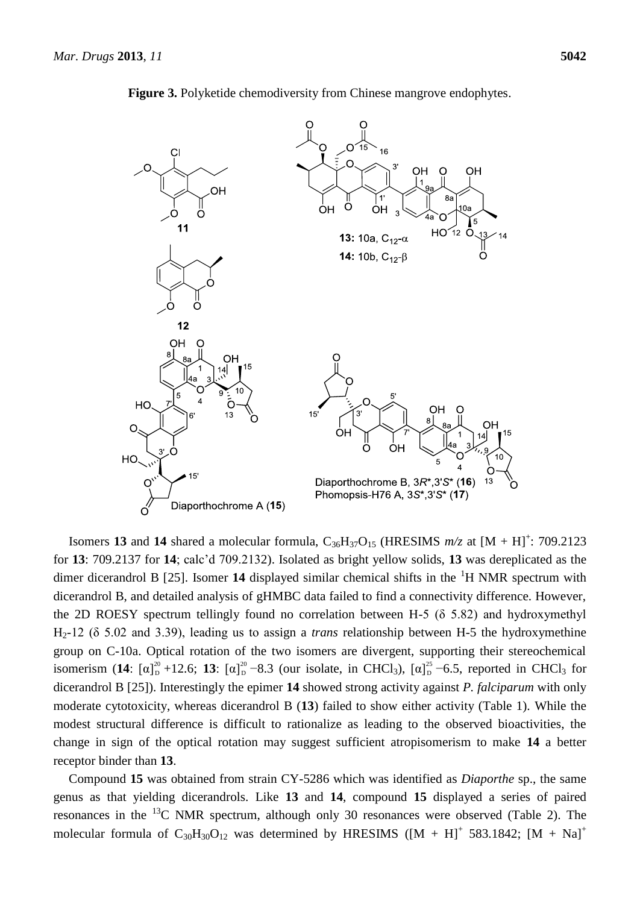**Figure 3.** Polyketide chemodiversity from Chinese mangrove endophytes.

Isomers **13** and **14** shared a molecular formula, $C_{36}H_{37}O_{15}$ (HRESIMS *m/z* at $[M + H]^+$: 709.2123 for **13**: 709.2137 for **14**; calc'd 709.2132). Isolated as bright yellow solids, **13** was dereplicated as the dimer dicerandrol B [25]. Isomer **14** displayed similar chemical shifts in the $^1$H NMR spectrum with dicerandrol B, and detailed analysis of gHMBC data failed to find a connectivity difference. However, the 2D ROESY spectrum tellingly found no correlation between H-5 (δ 5.82) and hydroxymethyl $H_2$-12 (δ 5.02 and 3.39), leading us to assign a *trans* relationship between H-5 the hydroxymethine group on C-10a. Optical rotation of the two isomers are divergent, supporting their stereochemical isomerism (**14**: $[\alpha]_D^{20}$ +12.6; **13**: $[\alpha]_D^{20}$ −8.3 (our isolate, in $CHCl_3$), $[\alpha]_D^{25}$ −6.5, reported in $CHCl_3$ for dicerandrol B [25]). Interestingly the epimer **14** showed strong activity against *P. falciparum* with only moderate cytotoxicity, whereas dicerandrol B (**13**) failed to show either activity (Table 1). While the modest structural difference is difficult to rationalize as leading to the observed bioactivities, the change in sign of the optical rotation may suggest sufficient atropisomerism to make **14** a better receptor binder than **13**.

Compound **15** was obtained from strain CY-5286 which was identified as *Diaporthe* sp., the same genus as that yielding dicerandrols. Like **13** and **14**, compound **15** displayed a series of paired resonances in the $^{13}$C NMR spectrum, although only 30 resonances were observed (Table 2). The molecular formula of $C_{30}H_{30}O_{12}$ was determined by HRESIMS ($[M + H]^+$ 583.1842; $[M + Na]^+$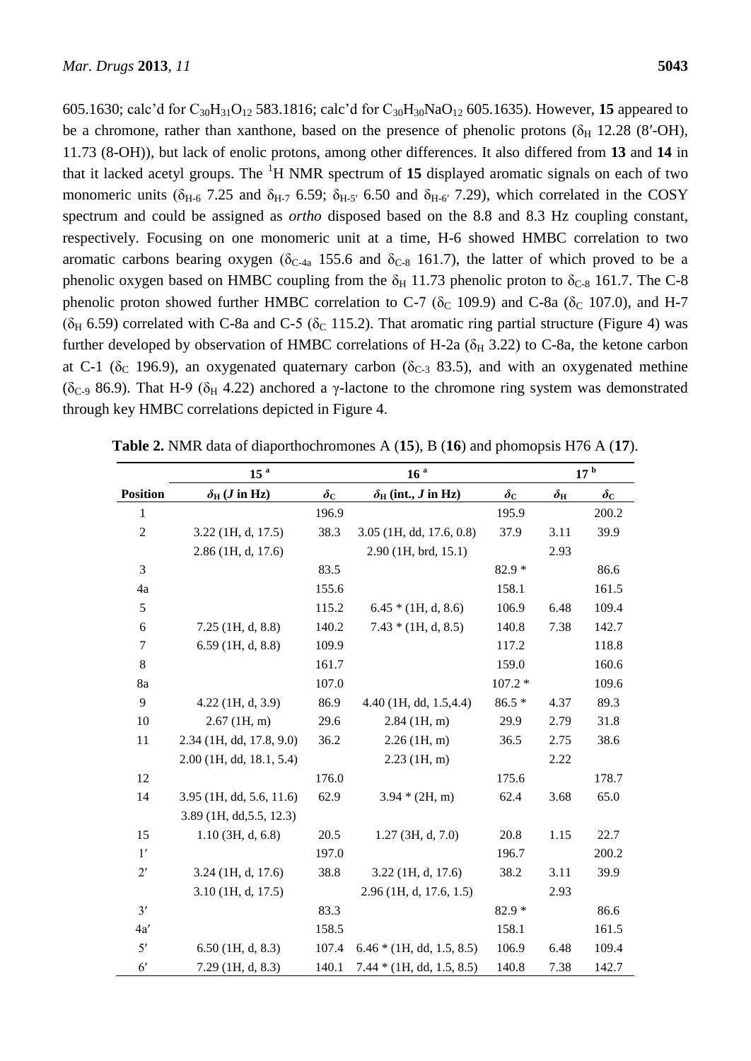605.1630; calc'd for $C_{30}H_{31}O_{12}$ 583.1816; calc'd for $C_{30}H_{30}NaO_{12}$ 605.1635). However, **15** appeared to be a chromone, rather than xanthone, based on the presence of phenolic protons ($\delta_H$ 12.28 (8′-OH), 11.73 (8-OH)), but lack of enolic protons, among other differences. It also differed from **13** and **14** in that it lacked acetyl groups. The $^1$H NMR spectrum of **15** displayed aromatic signals on each of two monomeric units ($\delta_{H-6}$ 7.25 and $\delta_{H-7}$ 6.59; $\delta_{H-5'}$ 6.50 and $\delta_{H-6'}$ 7.29), which correlated in the COSY spectrum and could be assigned as *ortho* disposed based on the 8.8 and 8.3 Hz coupling constant, respectively. Focusing on one monomeric unit at a time, H-6 showed HMBC correlation to two aromatic carbons bearing oxygen ($\delta_{C-4a}$ 155.6 and $\delta_{C-8}$ 161.7), the latter of which proved to be a phenolic oxygen based on HMBC coupling from the $\delta_H$ 11.73 phenolic proton to $\delta_{C-8}$ 161.7. The C-8 phenolic proton showed further HMBC correlation to C-7 ($\delta_C$ 109.9) and C-8a ($\delta_C$ 107.0), and H-7 ($\delta_H$ 6.59) correlated with C-8a and C-5 ($\delta_C$ 115.2). That aromatic ring partial structure (Figure 4) was further developed by observation of HMBC correlations of H-2a ($\delta_H$ 3.22) to C-8a, the ketone carbon at C-1 ($\delta_C$ 196.9), an oxygenated quaternary carbon ($\delta_{C-3}$ 83.5), and with an oxygenated methine ($\delta_{C-9}$ 86.9). That H-9 ($\delta_H$ 4.22) anchored a γ-lactone to the chromone ring system was demonstrated through key HMBC correlations depicted in Figure 4.

**Table 2.** NMR data of diaporthochromones A (**15**), B (**16**) and phomopsis H76 A (**17**).

| | **15** [a] | | **16** [a] | | **17** [b] | |
|---|---|---|---|---|---|---|
| **Position** | $\delta_H$ (*J* in Hz) | $\delta_C$ | $\delta_H$ (int., *J* in Hz) | $\delta_C$ | $\delta_H$ | $\delta_C$ |
| 1 | | 196.9 | | 195.9 | | 200.2 |
| 2 | 3.22 (1H, d, 17.5) | 38.3 | 3.05 (1H, dd, 17.6, 0.8) | 37.9 | 3.11 | 39.9 |
| | 2.86 (1H, d, 17.6) | | 2.90 (1H, brd, 15.1) | | 2.93 | |
| 3 | | 83.5 | | 82.9 * | | 86.6 |
| 4a | | 155.6 | | 158.1 | | 161.5 |
| 5 | | 115.2 | 6.45 * (1H, d, 8.6) | 106.9 | 6.48 | 109.4 |
| 6 | 7.25 (1H, d, 8.8) | 140.2 | 7.43 * (1H, d, 8.5) | 140.8 | 7.38 | 142.7 |
| 7 | 6.59 (1H, d, 8.8) | 109.9 | | 117.2 | | 118.8 |
| 8 | | 161.7 | | 159.0 | | 160.6 |
| 8a | | 107.0 | | 107.2 * | | 109.6 |
| 9 | 4.22 (1H, d, 3.9) | 86.9 | 4.40 (1H, dd, 1.5,4.4) | 86.5 * | 4.37 | 89.3 |
| 10 | 2.67 (1H, m) | 29.6 | 2.84 (1H, m) | 29.9 | 2.79 | 31.8 |
| 11 | 2.34 (1H, dd, 17.8, 9.0) | 36.2 | 2.26 (1H, m) | 36.5 | 2.75 | 38.6 |
| | 2.00 (1H, dd, 18.1, 5.4) | | 2.23 (1H, m) | | 2.22 | |
| 12 | | 176.0 | | 175.6 | | 178.7 |
| 14 | 3.95 (1H, dd, 5.6, 11.6) | 62.9 | 3.94 * (2H, m) | 62.4 | 3.68 | 65.0 |
| | 3.89 (1H, dd,5.5, 12.3) | | | | | |
| 15 | 1.10 (3H, d, 6.8) | 20.5 | 1.27 (3H, d, 7.0) | 20.8 | 1.15 | 22.7 |
| 1′ | | 197.0 | | 196.7 | | 200.2 |
| 2′ | 3.24 (1H, d, 17.6) | 38.8 | 3.22 (1H, d, 17.6) | 38.2 | 3.11 | 39.9 |
| | 3.10 (1H, d, 17.5) | | 2.96 (1H, d, 17.6, 1.5) | | 2.93 | |
| 3′ | | 83.3 | | 82.9 * | | 86.6 |
| 4a′ | | 158.5 | | 158.1 | | 161.5 |
| 5′ | 6.50 (1H, d, 8.3) | 107.4 | 6.46 * (1H, dd, 1.5, 8.5) | 106.9 | 6.48 | 109.4 |
| 6′ | 7.29 (1H, d, 8.3) | 140.1 | 7.44 * (1H, dd, 1.5, 8.5) | 140.8 | 7.38 | 142.7 |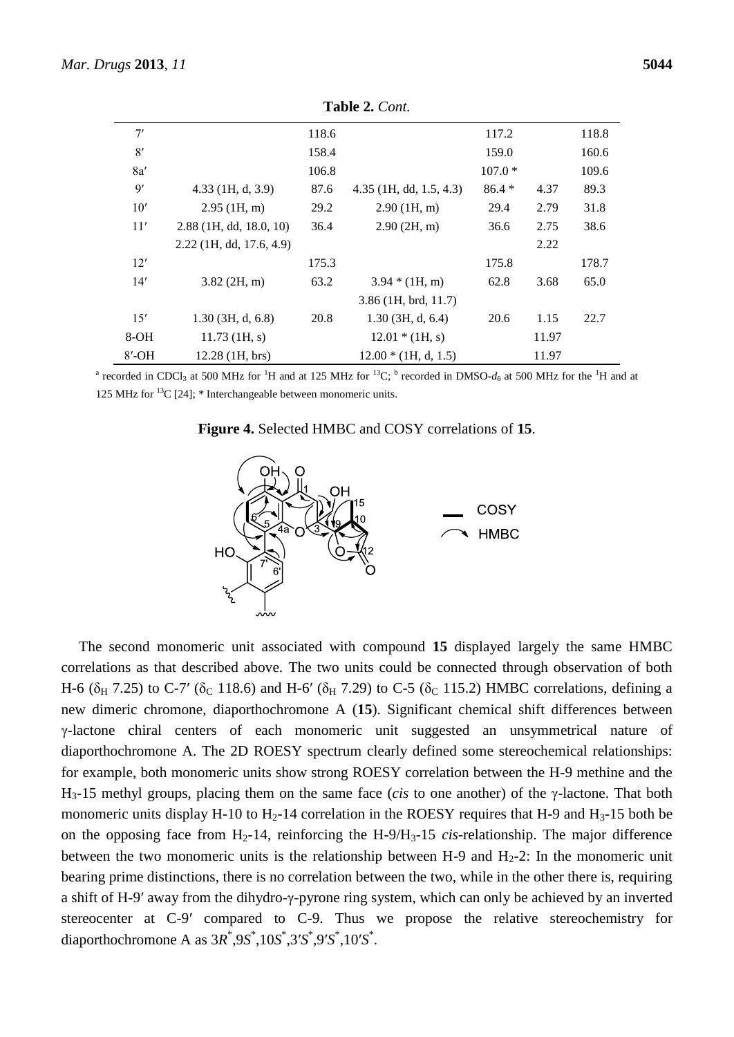**Table 2.** *Cont.*

| | | | | | | |
|---|---|---|---|---|---|---|
| 7′ | | 118.6 | | 117.2 | | 118.8 |
| 8′ | | 158.4 | | 159.0 | | 160.6 |
| 8a′ | | 106.8 | | 107.0 * | | 109.6 |
| 9′ | 4.33 (1H, d, 3.9) | 87.6 | 4.35 (1H, dd, 1.5, 4.3) | 86.4 * | 4.37 | 89.3 |
| 10′ | 2.95 (1H, m) | 29.2 | 2.90 (1H, m) | 29.4 | 2.79 | 31.8 |
| 11′ | 2.88 (1H, dd, 18.0, 10) | 36.4 | 2.90 (2H, m) | 36.6 | 2.75 | 38.6 |
| | 2.22 (1H, dd, 17.6, 4.9) | | | | 2.22 | |
| 12′ | | 175.3 | | 175.8 | | 178.7 |
| 14′ | 3.82 (2H, m) | 63.2 | 3.94 * (1H, m) | 62.8 | 3.68 | 65.0 |
| | | | 3.86 (1H, brd, 11.7) | | | |
| 15′ | 1.30 (3H, d, 6.8) | 20.8 | 1.30 (3H, d, 6.4) | 20.6 | 1.15 | 22.7 |
| 8-OH | 11.73 (1H, s) | | 12.01 * (1H, s) | | 11.97 | |
| 8′-OH | 12.28 (1H, brs) | | 12.00 * (1H, d, 1.5) | | 11.97 | |

[a] recorded in $CDCl_3$ at 500 MHz for $^1H$ and at 125 MHz for $^{13}C$; [b] recorded in DMSO-$d_6$ at 500 MHz for the $^1H$ and at 125 MHz for $^{13}C$ [24]; * Interchangeable between monomeric units.

**Figure 4.** Selected HMBC and COSY correlations of **15**.

The second monomeric unit associated with compound **15** displayed largely the same HMBC correlations as that described above. The two units could be connected through observation of both H-6 ($\delta_H$ 7.25) to C-7′ ($\delta_C$ 118.6) and H-6′ ($\delta_H$ 7.29) to C-5 ($\delta_C$ 115.2) HMBC correlations, defining a new dimeric chromone, diaporthochromone A (**15**). Significant chemical shift differences between γ-lactone chiral centers of each monomeric unit suggested an unsymmetrical nature of diaporthochromone A. The 2D ROESY spectrum clearly defined some stereochemical relationships: for example, both monomeric units show strong ROESY correlation between the H-9 methine and the $H_3$-15 methyl groups, placing them on the same face (*cis* to one another) of the γ-lactone. That both monomeric units display H-10 to $H_2$-14 correlation in the ROESY requires that H-9 and $H_3$-15 both be on the opposing face from $H_2$-14, reinforcing the H-9/$H_3$-15 *cis*-relationship. The major difference between the two monomeric units is the relationship between H-9 and $H_2$-2: In the monomeric unit bearing prime distinctions, there is no correlation between the two, while in the other there is, requiring a shift of H-9′ away from the dihydro-γ-pyrone ring system, which can only be achieved by an inverted stereocenter at C-9′ compared to C-9. Thus we propose the relative stereochemistry for diaporthochromone A as 3*R*[*],9*S*[*],10*S*[*],3′*S*[*],9′*S*[*],10′*S*[*].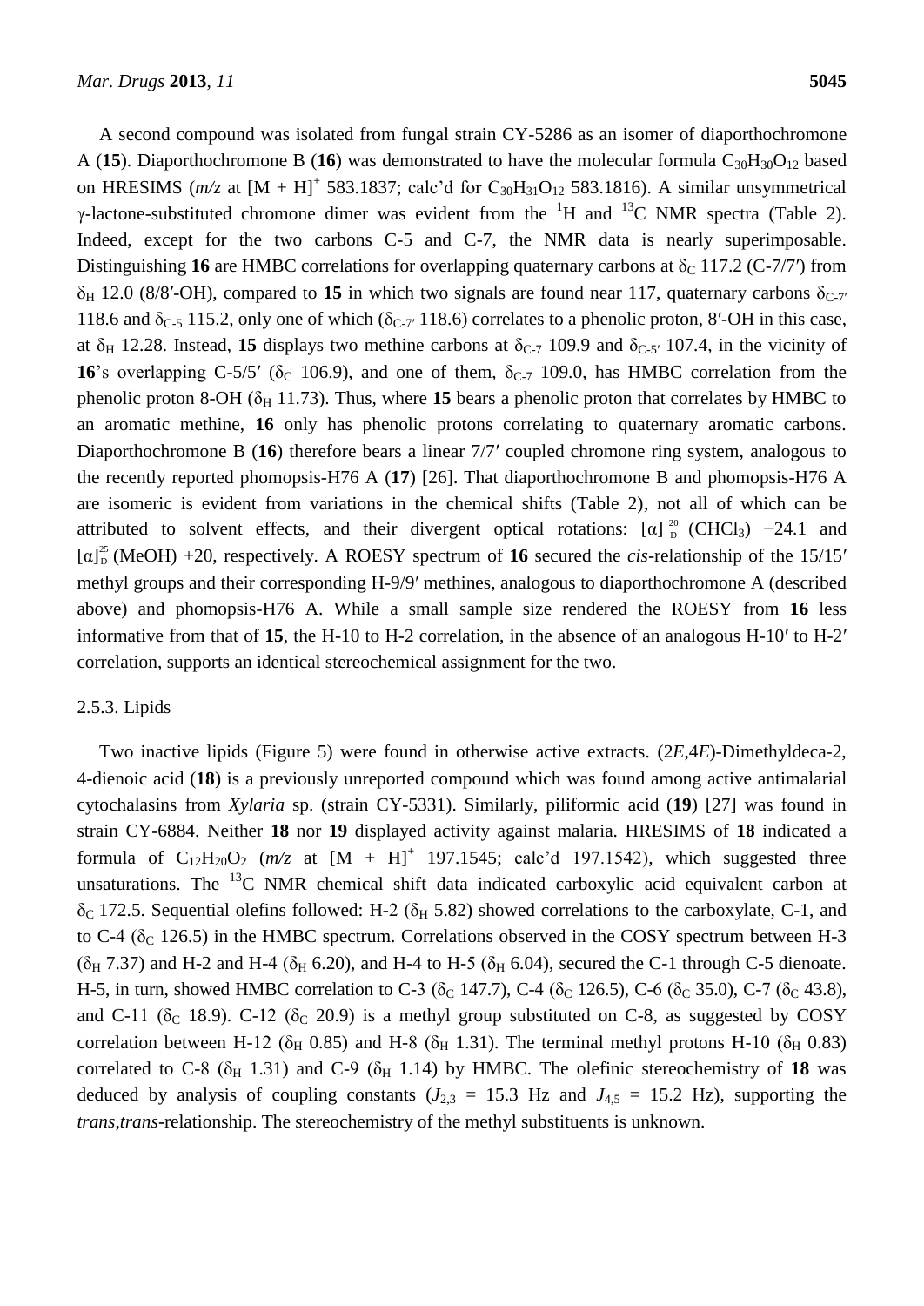A second compound was isolated from fungal strain CY-5286 as an isomer of diaporthochromone A (**15**). Diaporthochromone B (**16**) was demonstrated to have the molecular formula $C_{30}H_{30}O_{12}$ based on HRESIMS (*m/z* at $[M + H]^+$ 583.1837; calc'd for $C_{30}H_{31}O_{12}$ 583.1816). A similar unsymmetrical γ-lactone-substituted chromone dimer was evident from the $^1H$ and $^{13}C$ NMR spectra (Table 2). Indeed, except for the two carbons C-5 and C-7, the NMR data is nearly superimposable. Distinguishing **16** are HMBC correlations for overlapping quaternary carbons at $\delta_C$ 117.2 (C-7/7′) from $\delta_H$ 12.0 (8/8′-OH), compared to **15** in which two signals are found near 117, quaternary carbons $\delta_{C\text{-}7'}$ 118.6 and $\delta_{C\text{-}5}$ 115.2, only one of which ($\delta_{C\text{-}7'}$ 118.6) correlates to a phenolic proton, 8′-OH in this case, at $\delta_H$ 12.28. Instead, **15** displays two methine carbons at $\delta_{C\text{-}7}$ 109.9 and $\delta_{C\text{-}5'}$ 107.4, in the vicinity of **16**'s overlapping C-5/5′ ($\delta_C$ 106.9), and one of them, $\delta_{C\text{-}7}$ 109.0, has HMBC correlation from the phenolic proton 8-OH ($\delta_H$ 11.73). Thus, where **15** bears a phenolic proton that correlates by HMBC to an aromatic methine, **16** only has phenolic protons correlating to quaternary aromatic carbons. Diaporthochromone B (**16**) therefore bears a linear 7/7′ coupled chromone ring system, analogous to the recently reported phomopsis-H76 A (**17**) [26]. That diaporthochromone B and phomopsis-H76 A are isomeric is evident from variations in the chemical shifts (Table 2), not all of which can be attributed to solvent effects, and their divergent optical rotations: $[\alpha]^{20}_{D}$ ($CHCl_3$) −24.1 and $[\alpha]^{25}_{D}$ (MeOH) +20, respectively. A ROESY spectrum of **16** secured the *cis*-relationship of the 15/15′ methyl groups and their corresponding H-9/9′ methines, analogous to diaporthochromone A (described above) and phomopsis-H76 A. While a small sample size rendered the ROESY from **16** less informative from that of **15**, the H-10 to H-2 correlation, in the absence of an analogous H-10′ to H-2′ correlation, supports an identical stereochemical assignment for the two.

### 2.5.3. Lipids

Two inactive lipids (Figure 5) were found in otherwise active extracts. (2*E*,4*E*)-Dimethyldeca-2, 4-dienoic acid (**18**) is a previously unreported compound which was found among active antimalarial cytochalasins from *Xylaria* sp. (strain CY-5331). Similarly, piliformic acid (**19**) [27] was found in strain CY-6884. Neither **18** nor **19** displayed activity against malaria. HRESIMS of **18** indicated a formula of $C_{12}H_{20}O_2$ (*m/z* at $[M + H]^+$ 197.1545; calc'd 197.1542), which suggested three unsaturations. The $^{13}C$ NMR chemical shift data indicated carboxylic acid equivalent carbon at $\delta_C$ 172.5. Sequential olefins followed: H-2 ($\delta_H$ 5.82) showed correlations to the carboxylate, C-1, and to C-4 ($\delta_C$ 126.5) in the HMBC spectrum. Correlations observed in the COSY spectrum between H-3 ($\delta_H$ 7.37) and H-2 and H-4 ($\delta_H$ 6.20), and H-4 to H-5 ($\delta_H$ 6.04), secured the C-1 through C-5 dienoate. H-5, in turn, showed HMBC correlation to C-3 ($\delta_C$ 147.7), C-4 ($\delta_C$ 126.5), C-6 ($\delta_C$ 35.0), C-7 ($\delta_C$ 43.8), and C-11 ($\delta_C$ 18.9). C-12 ($\delta_C$ 20.9) is a methyl group substituted on C-8, as suggested by COSY correlation between H-12 ($\delta_H$ 0.85) and H-8 ($\delta_H$ 1.31). The terminal methyl protons H-10 ($\delta_H$ 0.83) correlated to C-8 ($\delta_H$ 1.31) and C-9 ($\delta_H$ 1.14) by HMBC. The olefinic stereochemistry of **18** was deduced by analysis of coupling constants ($J_{2,3}$ = 15.3 Hz and $J_{4,5}$ = 15.2 Hz), supporting the *trans*,*trans*-relationship. The stereochemistry of the methyl substituents is unknown.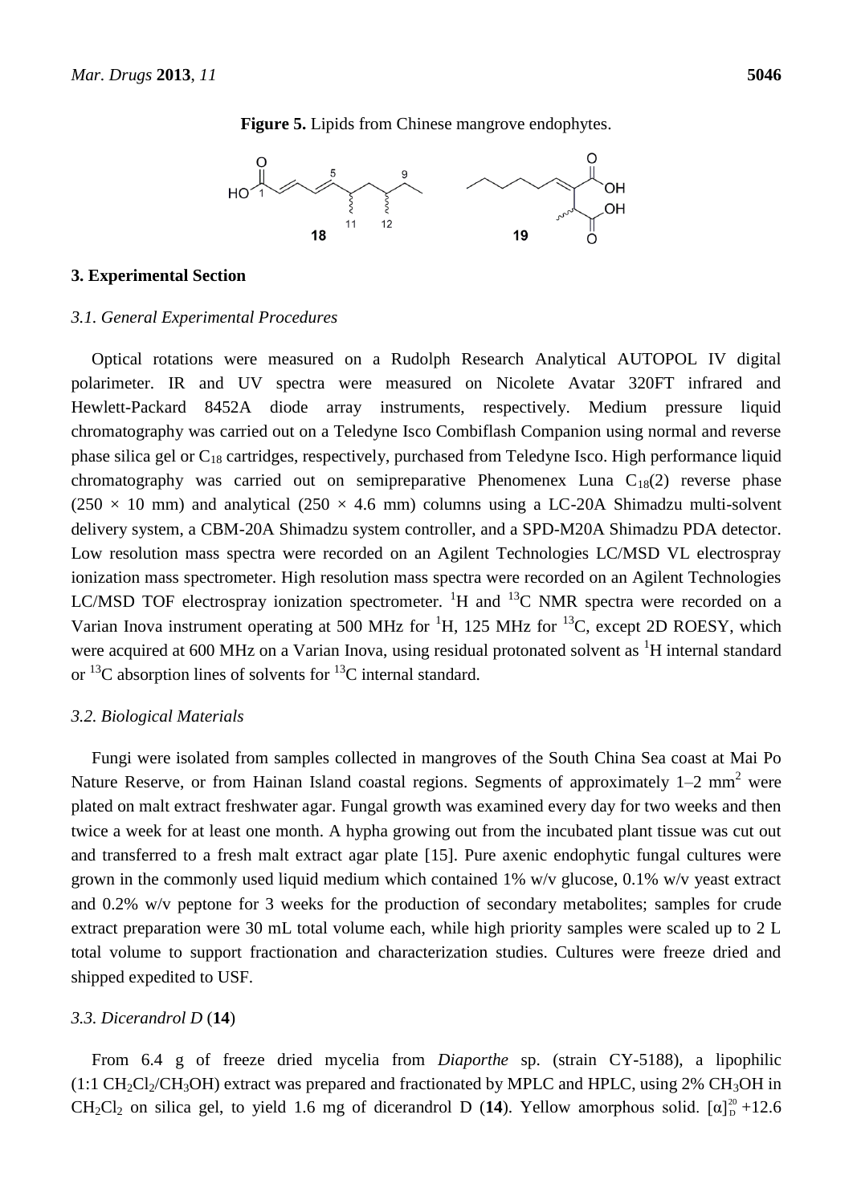**Figure 5.** Lipids from Chinese mangrove endophytes.

## 3. Experimental Section

### 3.1. General Experimental Procedures

Optical rotations were measured on a Rudolph Research Analytical AUTOPOL IV digital polarimeter. IR and UV spectra were measured on Nicolete Avatar 320FT infrared and Hewlett-Packard 8452A diode array instruments, respectively. Medium pressure liquid chromatography was carried out on a Teledyne Isco Combiflash Companion using normal and reverse phase silica gel or $C_{18}$ cartridges, respectively, purchased from Teledyne Isco. High performance liquid chromatography was carried out on semipreparative Phenomenex Luna $C_{18}$(2) reverse phase (250 × 10 mm) and analytical (250 × 4.6 mm) columns using a LC-20A Shimadzu multi-solvent delivery system, a CBM-20A Shimadzu system controller, and a SPD-M20A Shimadzu PDA detector. Low resolution mass spectra were recorded on an Agilent Technologies LC/MSD VL electrospray ionization mass spectrometer. High resolution mass spectra were recorded on an Agilent Technologies LC/MSD TOF electrospray ionization spectrometer. $^{1}$H and $^{13}$C NMR spectra were recorded on a Varian Inova instrument operating at 500 MHz for $^{1}$H, 125 MHz for $^{13}$C, except 2D ROESY, which were acquired at 600 MHz on a Varian Inova, using residual protonated solvent as $^{1}$H internal standard or $^{13}$C absorption lines of solvents for $^{13}$C internal standard.

### 3.2. Biological Materials

Fungi were isolated from samples collected in mangroves of the South China Sea coast at Mai Po Nature Reserve, or from Hainan Island coastal regions. Segments of approximately 1–2 mm$^2$ were plated on malt extract freshwater agar. Fungal growth was examined every day for two weeks and then twice a week for at least one month. A hypha growing out from the incubated plant tissue was cut out and transferred to a fresh malt extract agar plate [15]. Pure axenic endophytic fungal cultures were grown in the commonly used liquid medium which contained 1% w/v glucose, 0.1% w/v yeast extract and 0.2% w/v peptone for 3 weeks for the production of secondary metabolites; samples for crude extract preparation were 30 mL total volume each, while high priority samples were scaled up to 2 L total volume to support fractionation and characterization studies. Cultures were freeze dried and shipped expedited to USF.

### 3.3. Dicerandrol D (**14**)

From 6.4 g of freeze dried mycelia from *Diaporthe* sp. (strain CY-5188), a lipophilic (1:1 $CH_2Cl_2$/$CH_3OH$) extract was prepared and fractionated by MPLC and HPLC, using 2% $CH_3OH$ in $CH_2Cl_2$ on silica gel, to yield 1.6 mg of dicerandrol D (**14**). Yellow amorphous solid. $[\alpha]^{20}_{D}$ +12.6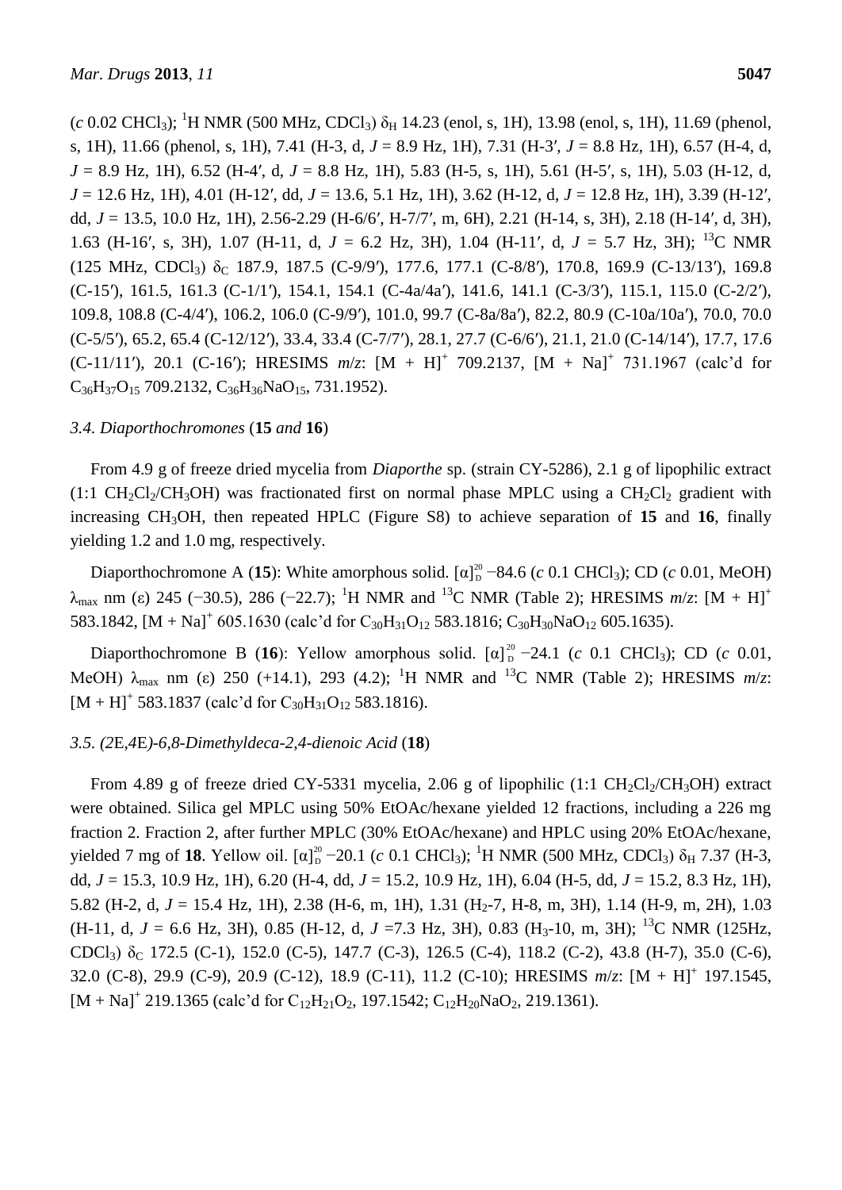($c$ 0.02 $CHCl_3$); $^1$H NMR (500 MHz, $CDCl_3$) $\delta_H$ 14.23 (enol, s, 1H), 13.98 (enol, s, 1H), 11.69 (phenol, s, 1H), 11.66 (phenol, s, 1H), 7.41 (H-3, d, $J$ = 8.9 Hz, 1H), 7.31 (H-3′, $J$ = 8.8 Hz, 1H), 6.57 (H-4, d, $J$ = 8.9 Hz, 1H), 6.52 (H-4′, d, $J$ = 8.8 Hz, 1H), 5.83 (H-5, s, 1H), 5.61 (H-5′, s, 1H), 5.03 (H-12, d, $J$ = 12.6 Hz, 1H), 4.01 (H-12′, dd, $J$ = 13.6, 5.1 Hz, 1H), 3.62 (H-12, d, $J$ = 12.8 Hz, 1H), 3.39 (H-12′, dd, $J$ = 13.5, 10.0 Hz, 1H), 2.56-2.29 (H-6/6′, H-7/7′, m, 6H), 2.21 (H-14, s, 3H), 2.18 (H-14′, d, 3H), 1.63 (H-16′, s, 3H), 1.07 (H-11, d, $J$ = 6.2 Hz, 3H), 1.04 (H-11′, d, $J$ = 5.7 Hz, 3H); $^{13}$C NMR (125 MHz, $CDCl_3$) $\delta_C$ 187.9, 187.5 (C-9/9′), 177.6, 177.1 (C-8/8′), 170.8, 169.9 (C-13/13′), 169.8 (C-15′), 161.5, 161.3 (C-1/1′), 154.1, 154.1 (C-4a/4a′), 141.6, 141.1 (C-3/3′), 115.1, 115.0 (C-2/2′), 109.8, 108.8 (C-4/4′), 106.2, 106.0 (C-9/9′), 101.0, 99.7 (C-8a/8a′), 82.2, 80.9 (C-10a/10a′), 70.0, 70.0 (C-5/5′), 65.2, 65.4 (C-12/12′), 33.4, 33.4 (C-7/7′), 28.1, 27.7 (C-6/6′), 21.1, 21.0 (C-14/14′), 17.7, 17.6 (C-11/11′), 20.1 (C-16′); HRESIMS $m/z$: $[M + H]^+$ 709.2137, $[M + Na]^+$ 731.1967 (calc'd for $C_{36}H_{37}O_{15}$ 709.2132, $C_{36}H_{36}NaO_{15}$, 731.1952).

### 3.4. *Diaporthochromones* (**15** *and* **16**)

From 4.9 g of freeze dried mycelia from *Diaporthe* sp. (strain CY-5286), 2.1 g of lipophilic extract (1:1 $CH_2Cl_2/CH_3OH$) was fractionated first on normal phase MPLC using a $CH_2Cl_2$ gradient with increasing $CH_3OH$, then repeated HPLC (Figure S8) to achieve separation of **15** and **16**, finally yielding 1.2 and 1.0 mg, respectively.

Diaporthochromone A (**15**): White amorphous solid. $[\alpha]_D^{20}$ −84.6 ($c$ 0.1 $CHCl_3$); CD ($c$ 0.01, MeOH) $\lambda_{max}$ nm ($\varepsilon$) 245 (−30.5), 286 (−22.7); $^1$H NMR and $^{13}$C NMR (Table 2); HRESIMS $m/z$: $[M + H]^+$ 583.1842, $[M + Na]^+$ 605.1630 (calc'd for $C_{30}H_{31}O_{12}$ 583.1816; $C_{30}H_{30}NaO_{12}$ 605.1635).

Diaporthochromone B (**16**): Yellow amorphous solid. $[\alpha]_D^{20}$ −24.1 ($c$ 0.1 $CHCl_3$); CD ($c$ 0.01, MeOH) $\lambda_{max}$ nm ($\varepsilon$) 250 (+14.1), 293 (4.2); $^1$H NMR and $^{13}$C NMR (Table 2); HRESIMS $m/z$: $[M + H]^+$ 583.1837 (calc'd for $C_{30}H_{31}O_{12}$ 583.1816).

### 3.5. *(2*E*,4*E*)-6,8-Dimethyldeca-2,4-dienoic Acid* (**18**)

From 4.89 g of freeze dried CY-5331 mycelia, 2.06 g of lipophilic (1:1 $CH_2Cl_2/CH_3OH$) extract were obtained. Silica gel MPLC using 50% EtOAc/hexane yielded 12 fractions, including a 226 mg fraction 2. Fraction 2, after further MPLC (30% EtOAc/hexane) and HPLC using 20% EtOAc/hexane, yielded 7 mg of **18**. Yellow oil. $[\alpha]_D^{20}$ −20.1 ($c$ 0.1 $CHCl_3$); $^1$H NMR (500 MHz, $CDCl_3$) $\delta_H$ 7.37 (H-3, dd, $J$ = 15.3, 10.9 Hz, 1H), 6.20 (H-4, dd, $J$ = 15.2, 10.9 Hz, 1H), 6.04 (H-5, dd, $J$ = 15.2, 8.3 Hz, 1H), 5.82 (H-2, d, $J$ = 15.4 Hz, 1H), 2.38 (H-6, m, 1H), 1.31 ($H_2$-7, H-8, m, 3H), 1.14 (H-9, m, 2H), 1.03 (H-11, d, $J$ = 6.6 Hz, 3H), 0.85 (H-12, d, $J$ =7.3 Hz, 3H), 0.83 ($H_3$-10, m, 3H); $^{13}$C NMR (125Hz, $CDCl_3$) $\delta_C$ 172.5 (C-1), 152.0 (C-5), 147.7 (C-3), 126.5 (C-4), 118.2 (C-2), 43.8 (H-7), 35.0 (C-6), 32.0 (C-8), 29.9 (C-9), 20.9 (C-12), 18.9 (C-11), 11.2 (C-10); HRESIMS $m/z$: $[M + H]^+$ 197.1545, $[M + Na]^+$ 219.1365 (calc'd for $C_{12}H_{21}O_2$, 197.1542; $C_{12}H_{20}NaO_2$, 219.1361).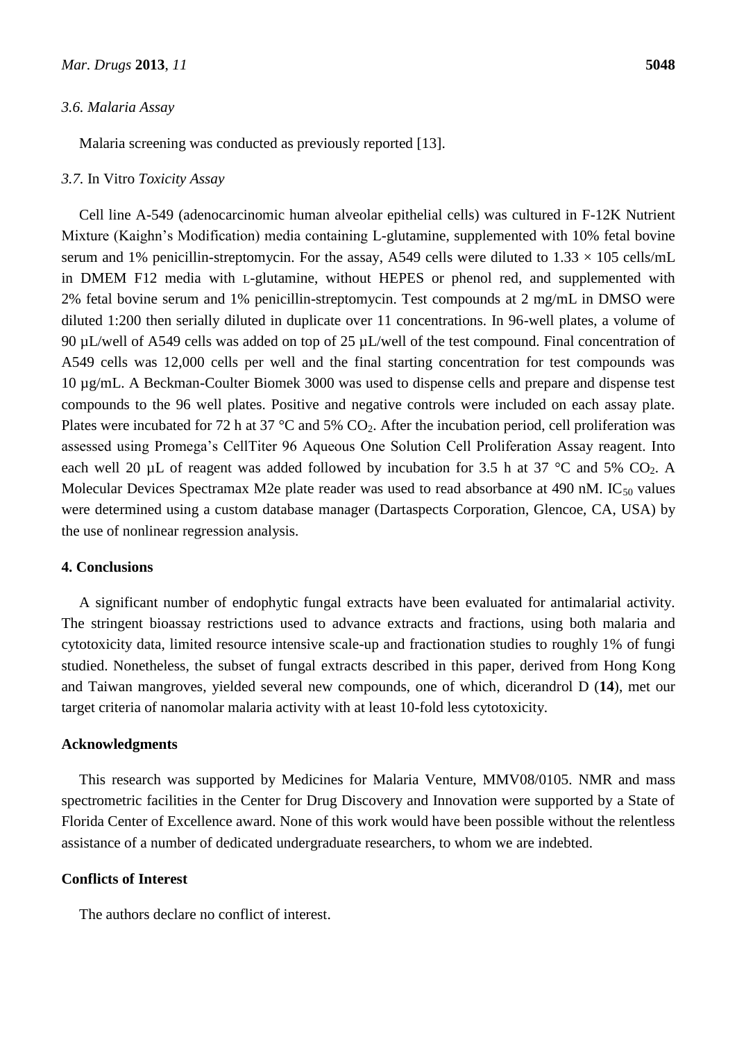### 3.6. Malaria Assay

Malaria screening was conducted as previously reported [13].

### 3.7. *In Vitro* Toxicity Assay

Cell line A-549 (adenocarcinomic human alveolar epithelial cells) was cultured in F-12K Nutrient Mixture (Kaighn's Modification) media containing L-glutamine, supplemented with 10% fetal bovine serum and 1% penicillin-streptomycin. For the assay, A549 cells were diluted to $1.33 \times 105$ cells/mL in DMEM F12 media with L-glutamine, without HEPES or phenol red, and supplemented with 2% fetal bovine serum and 1% penicillin-streptomycin. Test compounds at 2 mg/mL in DMSO were diluted 1:200 then serially diluted in duplicate over 11 concentrations. In 96-well plates, a volume of 90 µL/well of A549 cells was added on top of 25 µL/well of the test compound. Final concentration of A549 cells was 12,000 cells per well and the final starting concentration for test compounds was 10 µg/mL. A Beckman-Coulter Biomek 3000 was used to dispense cells and prepare and dispense test compounds to the 96 well plates. Positive and negative controls were included on each assay plate. Plates were incubated for 72 h at 37 °C and 5% $CO_2$. After the incubation period, cell proliferation was assessed using Promega's CellTiter 96 Aqueous One Solution Cell Proliferation Assay reagent. Into each well 20 µL of reagent was added followed by incubation for 3.5 h at 37 °C and 5% $CO_2$. A Molecular Devices Spectramax M2e plate reader was used to read absorbance at 490 nM. $IC_{50}$ values were determined using a custom database manager (Dartaspects Corporation, Glencoe, CA, USA) by the use of nonlinear regression analysis.

## 4. Conclusions

A significant number of endophytic fungal extracts have been evaluated for antimalarial activity. The stringent bioassay restrictions used to advance extracts and fractions, using both malaria and cytotoxicity data, limited resource intensive scale-up and fractionation studies to roughly 1% of fungi studied. Nonetheless, the subset of fungal extracts described in this paper, derived from Hong Kong and Taiwan mangroves, yielded several new compounds, one of which, dicerandrol D (**14**), met our target criteria of nanomolar malaria activity with at least 10-fold less cytotoxicity.

## Acknowledgments

This research was supported by Medicines for Malaria Venture, MMV08/0105. NMR and mass spectrometric facilities in the Center for Drug Discovery and Innovation were supported by a State of Florida Center of Excellence award. None of this work would have been possible without the relentless assistance of a number of dedicated undergraduate researchers, to whom we are indebted.

## Conflicts of Interest

The authors declare no conflict of interest.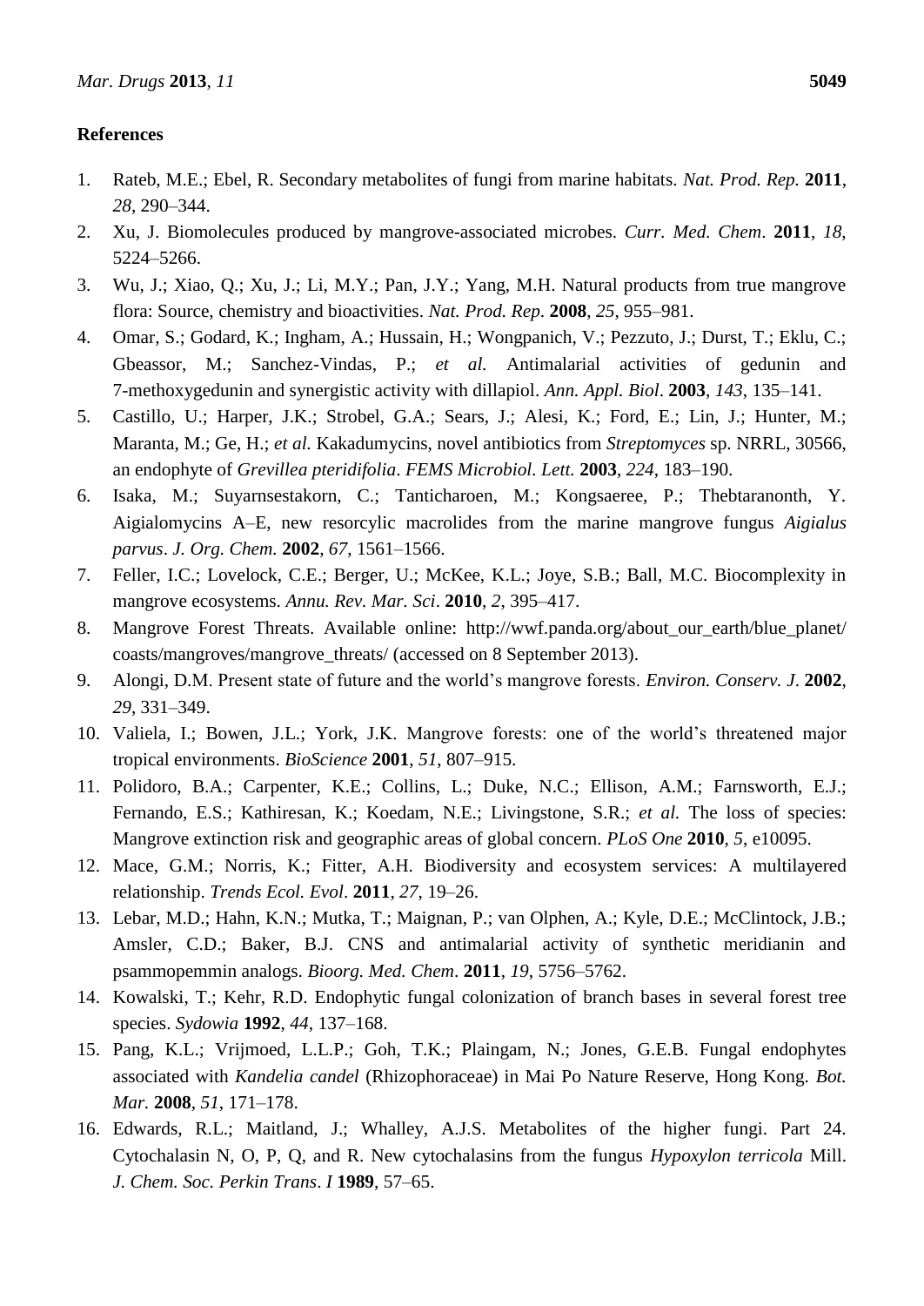## References

1. Rateb, M.E.; Ebel, R. Secondary metabolites of fungi from marine habitats. *Nat. Prod. Rep.* **2011**, *28*, 290–344.
2. Xu, J. Biomolecules produced by mangrove-associated microbes. *Curr. Med. Chem*. **2011**, *18*, 5224–5266.
3. Wu, J.; Xiao, Q.; Xu, J.; Li, M.Y.; Pan, J.Y.; Yang, M.H. Natural products from true mangrove flora: Source, chemistry and bioactivities. *Nat. Prod. Rep*. **2008**, *25*, 955–981.
4. Omar, S.; Godard, K.; Ingham, A.; Hussain, H.; Wongpanich, V.; Pezzuto, J.; Durst, T.; Eklu, C.; Gbeassor, M.; Sanchez-Vindas, P.; *et al.* Antimalarial activities of gedunin and 7-methoxygedunin and synergistic activity with dillapiol. *Ann. Appl. Biol*. **2003**, *143*, 135–141.
5. Castillo, U.; Harper, J.K.; Strobel, G.A.; Sears, J.; Alesi, K.; Ford, E.; Lin, J.; Hunter, M.; Maranta, M.; Ge, H.; *et al.* Kakadumycins, novel antibiotics from *Streptomyces* sp. NRRL, 30566, an endophyte of *Grevillea pteridifolia*. *FEMS Microbiol. Lett.* **2003**, *224*, 183–190.
6. Isaka, M.; Suyarnsestakorn, C.; Tanticharoen, M.; Kongsaeree, P.; Thebtaranonth, Y. Aigialomycins A–E, new resorcylic macrolides from the marine mangrove fungus *Aigialus parvus*. *J. Org. Chem.* **2002**, *67*, 1561–1566.
7. Feller, I.C.; Lovelock, C.E.; Berger, U.; McKee, K.L.; Joye, S.B.; Ball, M.C. Biocomplexity in mangrove ecosystems. *Annu. Rev. Mar. Sci*. **2010**, *2*, 395–417.
8. Mangrove Forest Threats. Available online: http://wwf.panda.org/about_our_earth/blue_planet/coasts/mangroves/mangrove_threats/ (accessed on 8 September 2013).
9. Alongi, D.M. Present state of future and the world's mangrove forests. *Environ. Conserv. J*. **2002**, *29*, 331–349.
10. Valiela, I.; Bowen, J.L.; York, J.K. Mangrove forests: one of the world's threatened major tropical environments. *BioScience* **2001**, *51*, 807–915.
11. Polidoro, B.A.; Carpenter, K.E.; Collins, L.; Duke, N.C.; Ellison, A.M.; Farnsworth, E.J.; Fernando, E.S.; Kathiresan, K.; Koedam, N.E.; Livingstone, S.R.; *et al.* The loss of species: Mangrove extinction risk and geographic areas of global concern. *PLoS One* **2010**, *5*, e10095.
12. Mace, G.M.; Norris, K.; Fitter, A.H. Biodiversity and ecosystem services: A multilayered relationship. *Trends Ecol. Evol*. **2011**, *27*, 19–26.
13. Lebar, M.D.; Hahn, K.N.; Mutka, T.; Maignan, P.; van Olphen, A.; Kyle, D.E.; McClintock, J.B.; Amsler, C.D.; Baker, B.J. CNS and antimalarial activity of synthetic meridianin and psammopemmin analogs. *Bioorg. Med. Chem*. **2011**, *19*, 5756–5762.
14. Kowalski, T.; Kehr, R.D. Endophytic fungal colonization of branch bases in several forest tree species. *Sydowia* **1992**, *44*, 137–168.
15. Pang, K.L.; Vrijmoed, L.L.P.; Goh, T.K.; Plaingam, N.; Jones, G.E.B. Fungal endophytes associated with *Kandelia candel* (Rhizophoraceae) in Mai Po Nature Reserve, Hong Kong. *Bot. Mar.* **2008**, *51*, 171–178.
16. Edwards, R.L.; Maitland, J.; Whalley, A.J.S. Metabolites of the higher fungi. Part 24. Cytochalasin N, O, P, Q, and R. New cytochalasins from the fungus *Hypoxylon terricola* Mill. *J. Chem. Soc. Perkin Trans*. *I* **1989**, 57–65.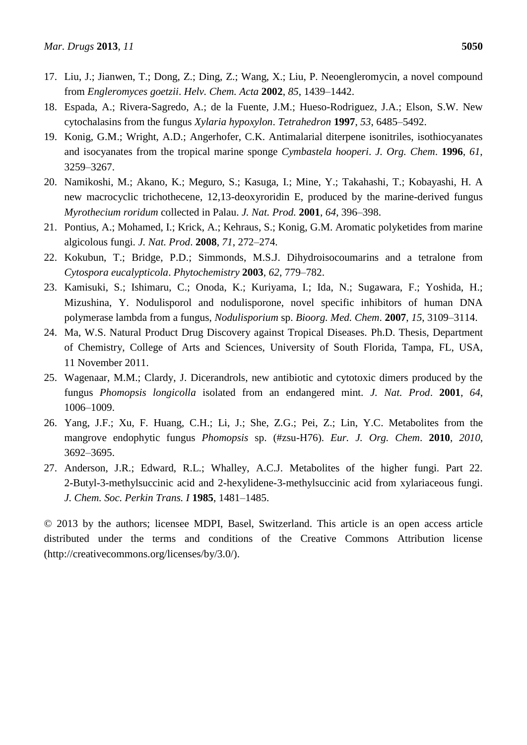17. Liu, J.; Jianwen, T.; Dong, Z.; Ding, Z.; Wang, X.; Liu, P. Neoengleromycin, a novel compound from *Engleromyces goetzii*. *Helv. Chem. Acta* **2002**, *85*, 1439–1442.
18. Espada, A.; Rivera-Sagredo, A.; de la Fuente, J.M.; Hueso-Rodriguez, J.A.; Elson, S.W. New cytochalasins from the fungus *Xylaria hypoxylon*. *Tetrahedron* **1997**, *53*, 6485–5492.
19. Konig, G.M.; Wright, A.D.; Angerhofer, C.K. Antimalarial diterpene isonitriles, isothiocyanates and isocyanates from the tropical marine sponge *Cymbastela hooperi*. *J. Org. Chem*. **1996**, *61*, 3259–3267.
20. Namikoshi, M.; Akano, K.; Meguro, S.; Kasuga, I.; Mine, Y.; Takahashi, T.; Kobayashi, H. A new macrocyclic trichothecene, 12,13-deoxyroridin E, produced by the marine-derived fungus *Myrothecium roridum* collected in Palau. *J. Nat. Prod.* **2001**, *64*, 396–398.
21. Pontius, A.; Mohamed, I.; Krick, A.; Kehraus, S.; Konig, G.M. Aromatic polyketides from marine algicolous fungi. *J. Nat. Prod*. **2008**, *71*, 272–274.
22. Kokubun, T.; Bridge, P.D.; Simmonds, M.S.J. Dihydroisocoumarins and a tetralone from *Cytospora eucalypticola*. *Phytochemistry* **2003**, *62*, 779–782.
23. Kamisuki, S.; Ishimaru, C.; Onoda, K.; Kuriyama, I.; Ida, N.; Sugawara, F.; Yoshida, H.; Mizushina, Y. Nodulisporol and nodulisporone, novel specific inhibitors of human DNA polymerase lambda from a fungus, *Nodulisporium* sp. *Bioorg. Med. Chem*. **2007**, *15*, 3109–3114.
24. Ma, W.S. Natural Product Drug Discovery against Tropical Diseases. Ph.D. Thesis, Department of Chemistry, College of Arts and Sciences, University of South Florida, Tampa, FL, USA, 11 November 2011.
25. Wagenaar, M.M.; Clardy, J. Dicerandrols, new antibiotic and cytotoxic dimers produced by the fungus *Phomopsis longicolla* isolated from an endangered mint. *J. Nat. Prod*. **2001**, *64*, 1006–1009.
26. Yang, J.F.; Xu, F. Huang, C.H.; Li, J.; She, Z.G.; Pei, Z.; Lin, Y.C. Metabolites from the mangrove endophytic fungus *Phomopsis* sp. (#zsu-H76). *Eur. J. Org. Chem*. **2010**, *2010*, 3692–3695.
27. Anderson, J.R.; Edward, R.L.; Whalley, A.C.J. Metabolites of the higher fungi. Part 22. 2-Butyl-3-methylsuccinic acid and 2-hexylidene-3-methylsuccinic acid from xylariaceous fungi. *J. Chem. Soc. Perkin Trans. I* **1985**, 1481–1485.

© 2013 by the authors; licensee MDPI, Basel, Switzerland. This article is an open access article distributed under the terms and conditions of the Creative Commons Attribution license (http://creativecommons.org/licenses/by/3.0/).